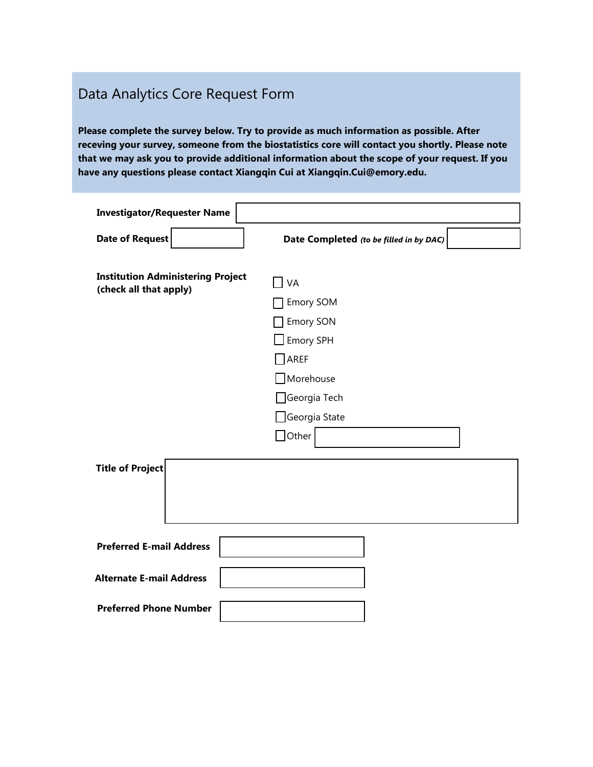# Data Analytics Core Request Form

**Please complete the survey below. Try to provide as much information as possible. After receving your survey, someone from the biostatistics core will contact you shortly. Please note that we may ask you to provide additional information about the scope of your request. If you have any questions please contact Xiangqin Cui at Xiangqin.Cui@emory.edu.**

**Investigator/Requester Name** ____________________

**Date of Request** __________ **Date Completed** ***(to be filled in by DAC)*** __________

**Institution Administering Project (check all that apply)**

- ☐ VA
- ☐ Emory SOM
- ☐ Emory SON
- ☐ Emory SPH
- ☐ AREF
- ☐ Morehouse
- ☐ Georgia Tech
- ☐ Georgia State
- ☐ Other __________

**Title of Project** ____________________

**Preferred E-mail Address** ____________________

**Alternate E-mail Address** ____________________

**Preferred Phone Number** ____________________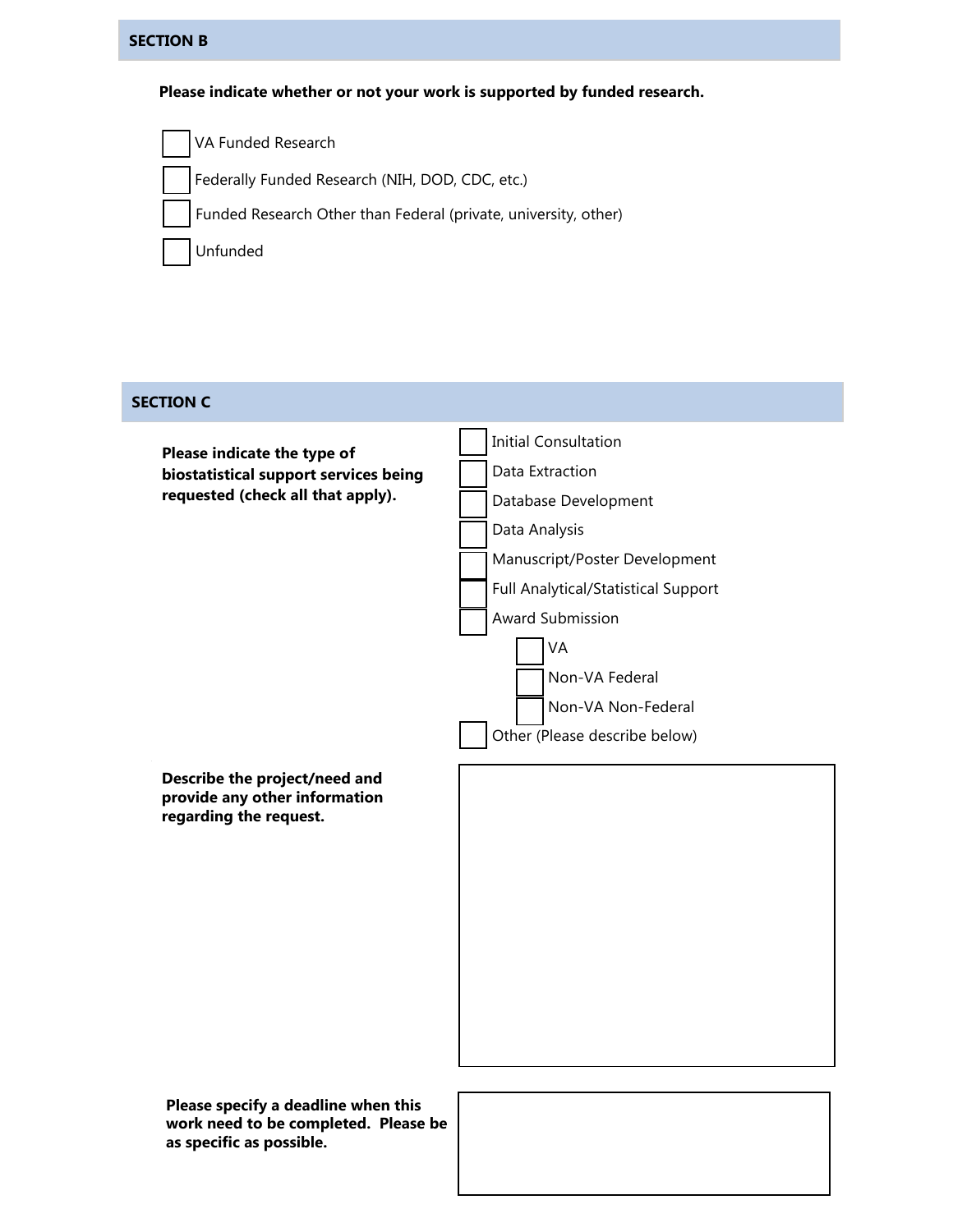## SECTION B

**Please indicate whether or not your work is supported by funded research.**

- ☐ VA Funded Research
- ☐ Federally Funded Research (NIH, DOD, CDC, etc.)
- ☐ Funded Research Other than Federal (private, university, other)
- ☐ Unfunded

## SECTION C

**Please indicate the type of biostatistical support services being requested (check all that apply).**

- ☐ Initial Consultation
- ☐ Data Extraction
- ☐ Database Development
- ☐ Data Analysis
- ☐ Manuscript/Poster Development
- ☐ Full Analytical/Statistical Support
- ☐ Award Submission
  - ☐ VA
  - ☐ Non-VA Federal
  - ☐ Non-VA Non-Federal
- ☐ Other (Please describe below)

**Describe the project/need and provide any other information regarding the request.**

**Please specify a deadline when this work need to be completed. Please be as specific as possible.**